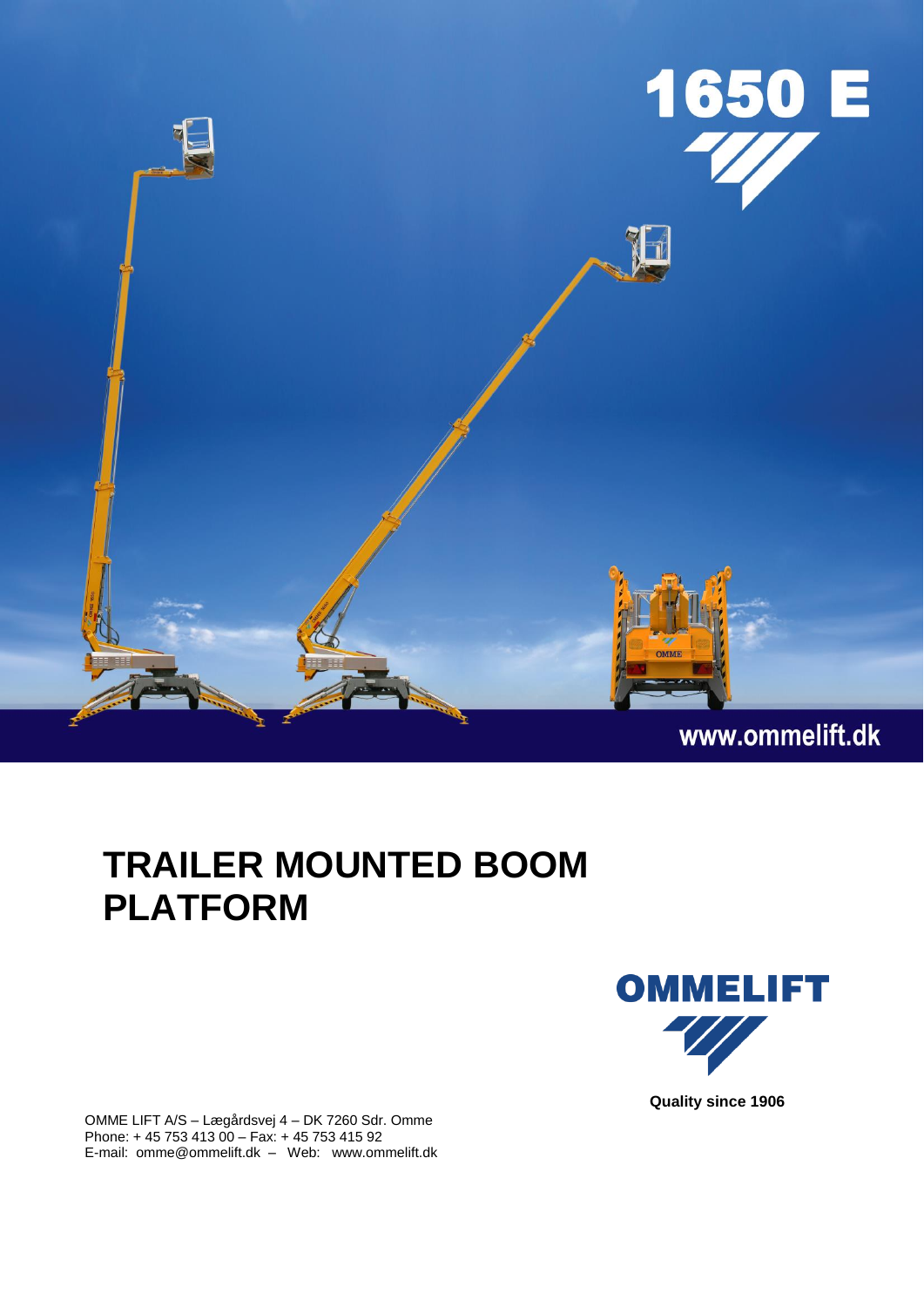1650 E

www.ommelift.dk

# TRAILER MOUNTED BOOM PLATFORM

OMMELIFT

Quality since 1906

OMME LIFT A/S – Lægårdsvej 4 – DK 7260 Sdr. Omme
Phone: + 45 753 413 00 – Fax: + 45 753 415 92
E-mail: omme@ommelift.dk – Web: www.ommelift.dk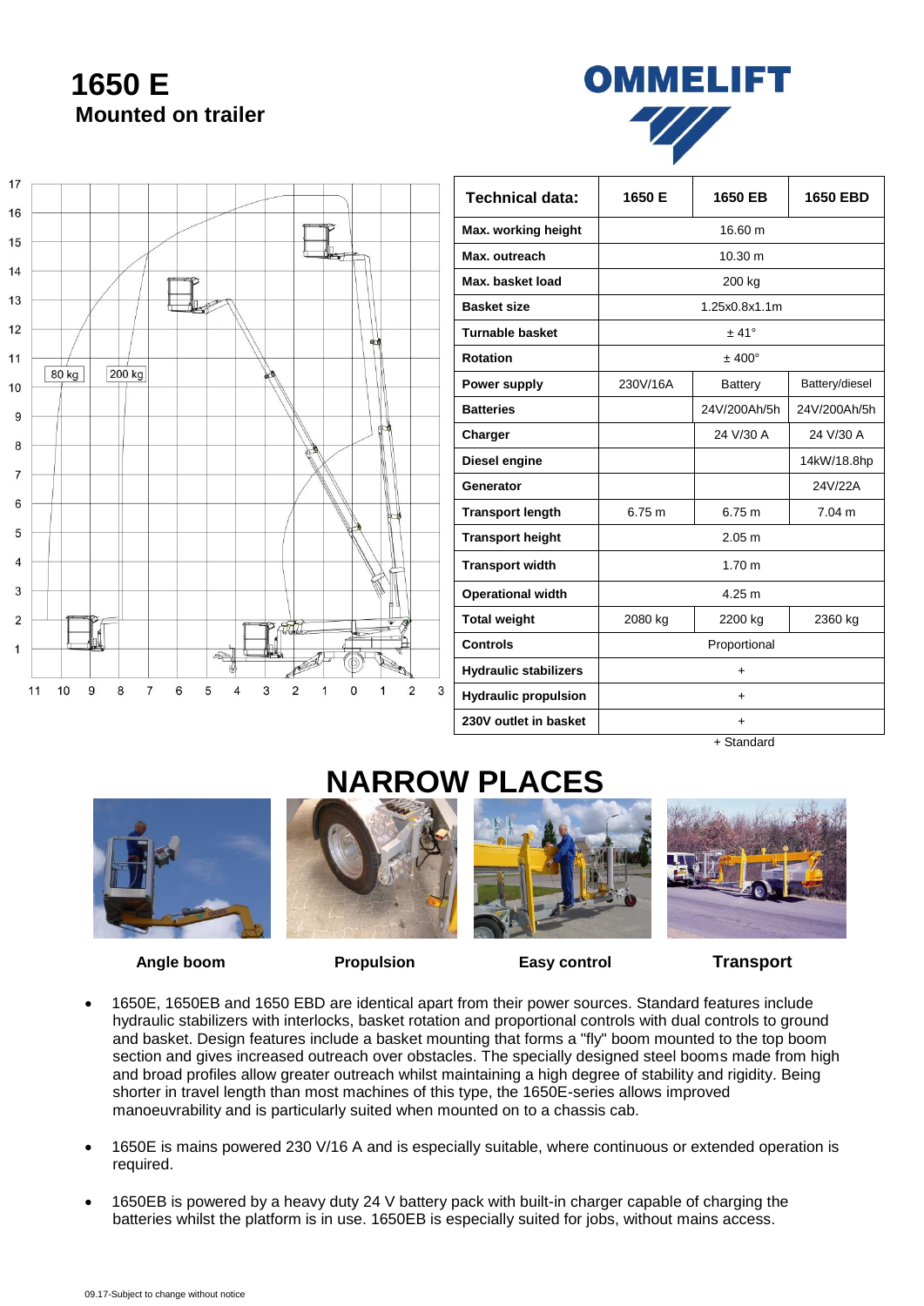# 1650 E
## Mounted on trailer

OMMELIFT

17
16
15
14
13
12
11
10
9
8
7
6
5
4
3
2
1

80 kg
200 kg

11 10 9 8 7 6 5 4 3 2 1 0 1 2 3

| Technical data: | 1650 E | 1650 EB | 1650 EBD |
|---|---|---|---|
| **Max. working height** | 16.60 m | | |
| **Max. outreach** | 10.30 m | | |
| **Max. basket load** | 200 kg | | |
| **Basket size** | 1.25x0.8x1.1m | | |
| **Turnable basket** | ± 41° | | |
| **Rotation** | ± 400° | | |
| **Power supply** | 230V/16A | Battery | Battery/diesel |
| **Batteries** | | 24V/200Ah/5h | 24V/200Ah/5h |
| **Charger** | | 24 V/30 A | 24 V/30 A |
| **Diesel engine** | | | 14kW/18.8hp |
| **Generator** | | | 24V/22A |
| **Transport length** | 6.75 m | 6.75 m | 7.04 m |
| **Transport height** | 2.05 m | | |
| **Transport width** | 1.70 m | | |
| **Operational width** | 4.25 m | | |
| **Total weight** | 2080 kg | 2200 kg | 2360 kg |
| **Controls** | Proportional | | |
| **Hydraulic stabilizers** | + | | |
| **Hydraulic propulsion** | + | | |
| **230V outlet in basket** | + | | |

+ Standard

## NARROW PLACES

**Angle boom** **Propulsion** **Easy control** **Transport**

- 1650E, 1650EB and 1650 EBD are identical apart from their power sources. Standard features include hydraulic stabilizers with interlocks, basket rotation and proportional controls with dual controls to ground and basket. Design features include a basket mounting that forms a "fly" boom mounted to the top boom section and gives increased outreach over obstacles. The specially designed steel booms made from high and broad profiles allow greater outreach whilst maintaining a high degree of stability and rigidity. Being shorter in travel length than most machines of this type, the 1650E-series allows improved manoeuvrability and is particularly suited when mounted on to a chassis cab.

- 1650E is mains powered 230 V/16 A and is especially suitable, where continuous or extended operation is required.

- 1650EB is powered by a heavy duty 24 V battery pack with built-in charger capable of charging the batteries whilst the platform is in use. 1650EB is especially suited for jobs, without mains access.

09.17-Subject to change without notice